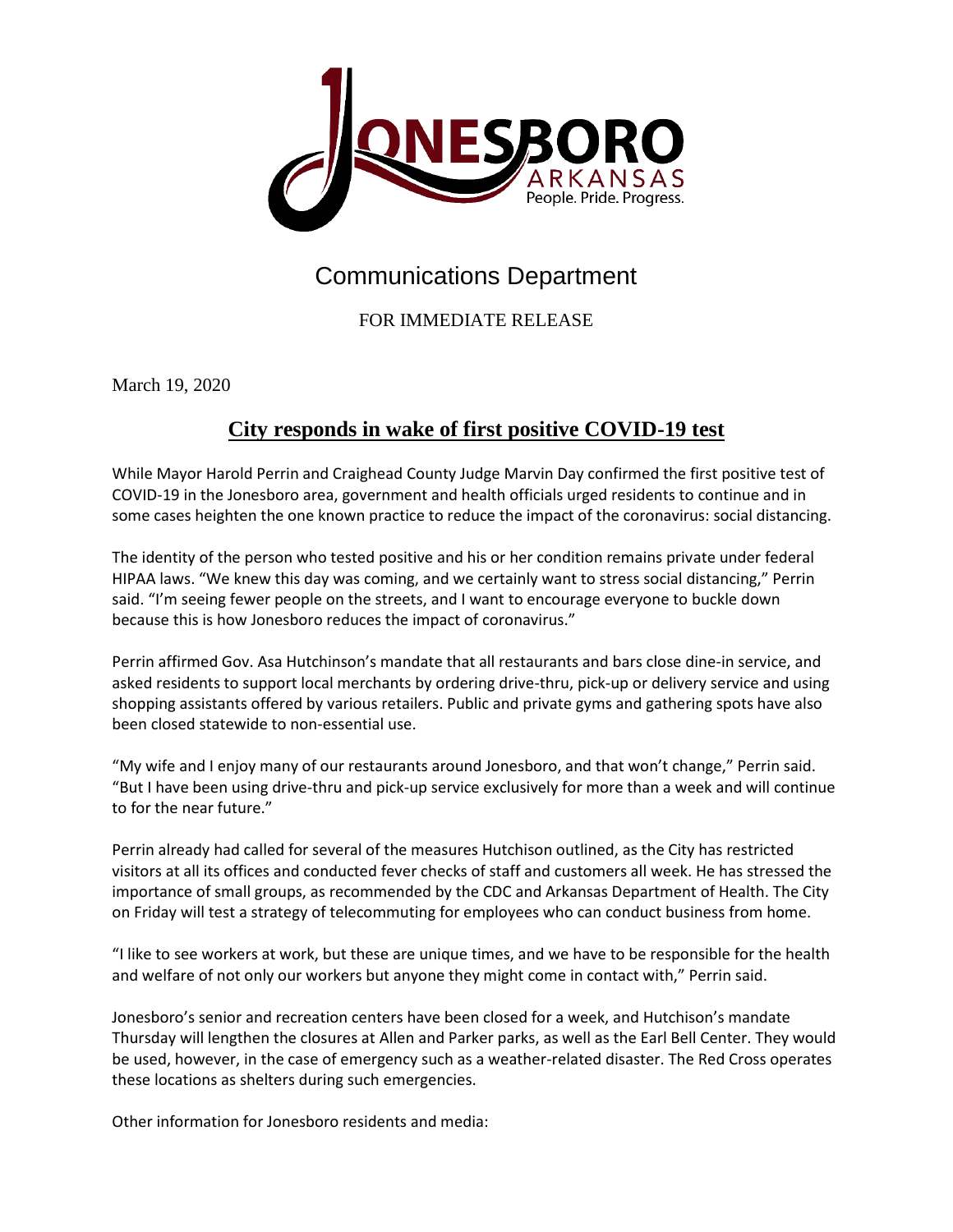# Communications Department

FOR IMMEDIATE RELEASE

March 19, 2020

## City responds in wake of first positive COVID-19 test

While Mayor Harold Perrin and Craighead County Judge Marvin Day confirmed the first positive test of COVID-19 in the Jonesboro area, government and health officials urged residents to continue and in some cases heighten the one known practice to reduce the impact of the coronavirus: social distancing.

The identity of the person who tested positive and his or her condition remains private under federal HIPAA laws. "We knew this day was coming, and we certainly want to stress social distancing," Perrin said. "I'm seeing fewer people on the streets, and I want to encourage everyone to buckle down because this is how Jonesboro reduces the impact of coronavirus."

Perrin affirmed Gov. Asa Hutchinson's mandate that all restaurants and bars close dine-in service, and asked residents to support local merchants by ordering drive-thru, pick-up or delivery service and using shopping assistants offered by various retailers. Public and private gyms and gathering spots have also been closed statewide to non-essential use.

"My wife and I enjoy many of our restaurants around Jonesboro, and that won't change," Perrin said. "But I have been using drive-thru and pick-up service exclusively for more than a week and will continue to for the near future."

Perrin already had called for several of the measures Hutchison outlined, as the City has restricted visitors at all its offices and conducted fever checks of staff and customers all week. He has stressed the importance of small groups, as recommended by the CDC and Arkansas Department of Health. The City on Friday will test a strategy of telecommuting for employees who can conduct business from home.

"I like to see workers at work, but these are unique times, and we have to be responsible for the health and welfare of not only our workers but anyone they might come in contact with," Perrin said.

Jonesboro's senior and recreation centers have been closed for a week, and Hutchison's mandate Thursday will lengthen the closures at Allen and Parker parks, as well as the Earl Bell Center. They would be used, however, in the case of emergency such as a weather-related disaster. The Red Cross operates these locations as shelters during such emergencies.

Other information for Jonesboro residents and media: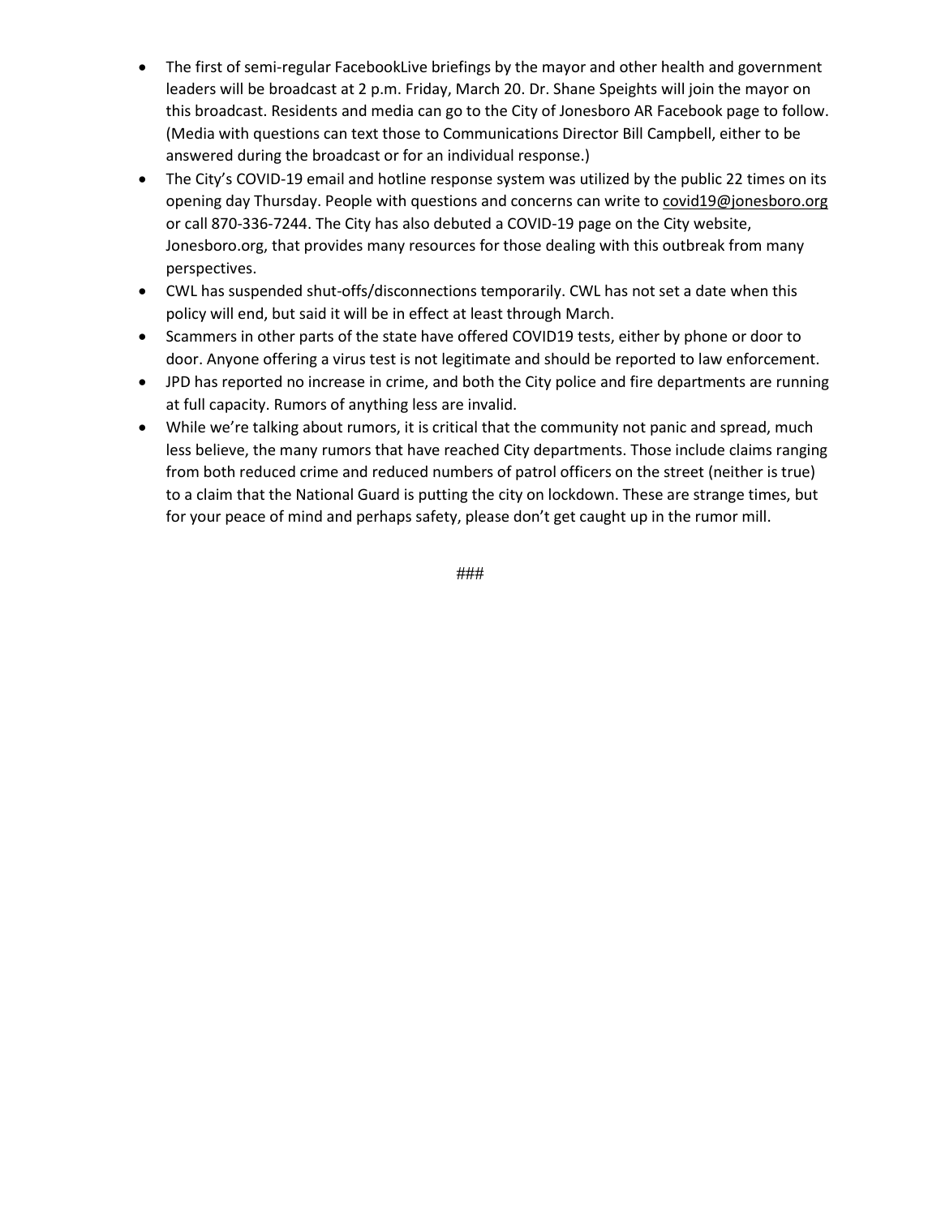- The first of semi-regular FacebookLive briefings by the mayor and other health and government leaders will be broadcast at 2 p.m. Friday, March 20. Dr. Shane Speights will join the mayor on this broadcast. Residents and media can go to the City of Jonesboro AR Facebook page to follow. (Media with questions can text those to Communications Director Bill Campbell, either to be answered during the broadcast or for an individual response.)
- The City's COVID-19 email and hotline response system was utilized by the public 22 times on its opening day Thursday. People with questions and concerns can write to covid19@jonesboro.org or call 870-336-7244. The City has also debuted a COVID-19 page on the City website, Jonesboro.org, that provides many resources for those dealing with this outbreak from many perspectives.
- CWL has suspended shut-offs/disconnections temporarily. CWL has not set a date when this policy will end, but said it will be in effect at least through March.
- Scammers in other parts of the state have offered COVID19 tests, either by phone or door to door. Anyone offering a virus test is not legitimate and should be reported to law enforcement.
- JPD has reported no increase in crime, and both the City police and fire departments are running at full capacity. Rumors of anything less are invalid.
- While we're talking about rumors, it is critical that the community not panic and spread, much less believe, the many rumors that have reached City departments. Those include claims ranging from both reduced crime and reduced numbers of patrol officers on the street (neither is true) to a claim that the National Guard is putting the city on lockdown. These are strange times, but for your peace of mind and perhaps safety, please don't get caught up in the rumor mill.

###